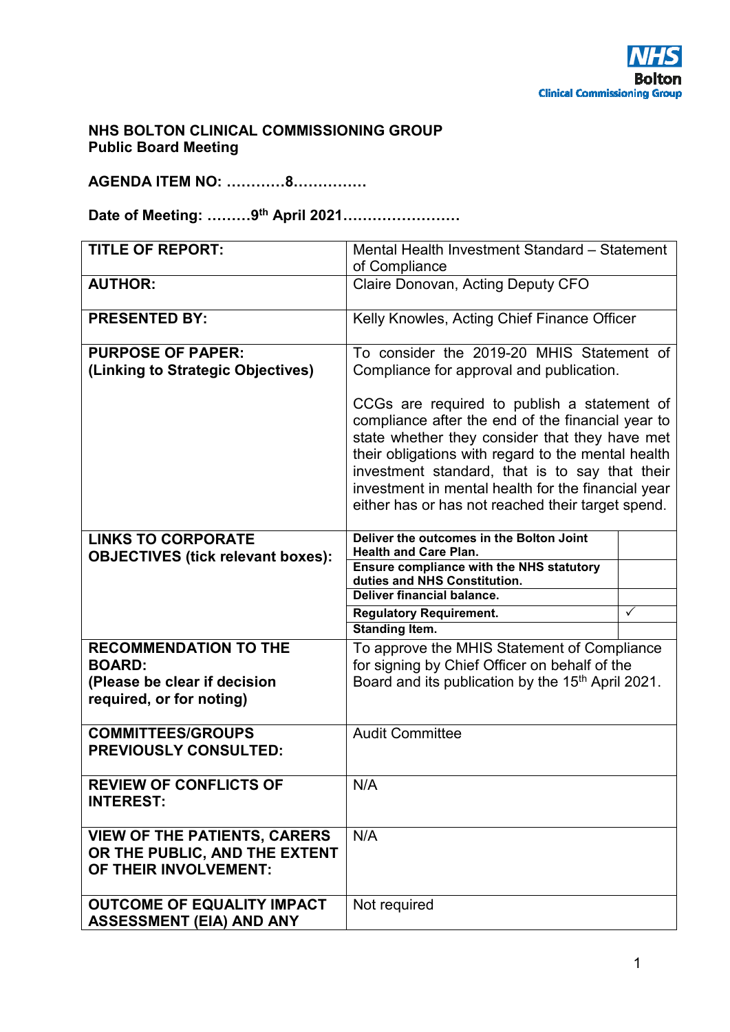**NHS BOLTON CLINICAL COMMISSIONING GROUP**
**Public Board Meeting**

**AGENDA ITEM NO: …………8……………**

**Date of Meeting: ………9th April 2021……………………**

| | | |
|---|---|---|
| **TITLE OF REPORT:** | Mental Health Investment Standard – Statement of Compliance | |
| **AUTHOR:** | Claire Donovan, Acting Deputy CFO | |
| **PRESENTED BY:** | Kelly Knowles, Acting Chief Finance Officer | |
| **PURPOSE OF PAPER: (Linking to Strategic Objectives)** | To consider the 2019-20 MHIS Statement of Compliance for approval and publication.<br><br>CCGs are required to publish a statement of compliance after the end of the financial year to state whether they consider that they have met their obligations with regard to the mental health investment standard, that is to say that their investment in mental health for the financial year either has or has not reached their target spend. | |
| **LINKS TO CORPORATE OBJECTIVES (tick relevant boxes):** | **Deliver the outcomes in the Bolton Joint Health and Care Plan.** | |
| | **Ensure compliance with the NHS statutory duties and NHS Constitution.** | |
| | **Deliver financial balance.** | |
| | **Regulatory Requirement.** | ✓ |
| | **Standing Item.** | |
| **RECOMMENDATION TO THE BOARD: (Please be clear if decision required, or for noting)** | To approve the MHIS Statement of Compliance for signing by Chief Officer on behalf of the Board and its publication by the 15th April 2021. | |
| **COMMITTEES/GROUPS PREVIOUSLY CONSULTED:** | Audit Committee | |
| **REVIEW OF CONFLICTS OF INTEREST:** | N/A | |
| **VIEW OF THE PATIENTS, CARERS OR THE PUBLIC, AND THE EXTENT OF THEIR INVOLVEMENT:** | N/A | |
| **OUTCOME OF EQUALITY IMPACT ASSESSMENT (EIA) AND ANY** | Not required | |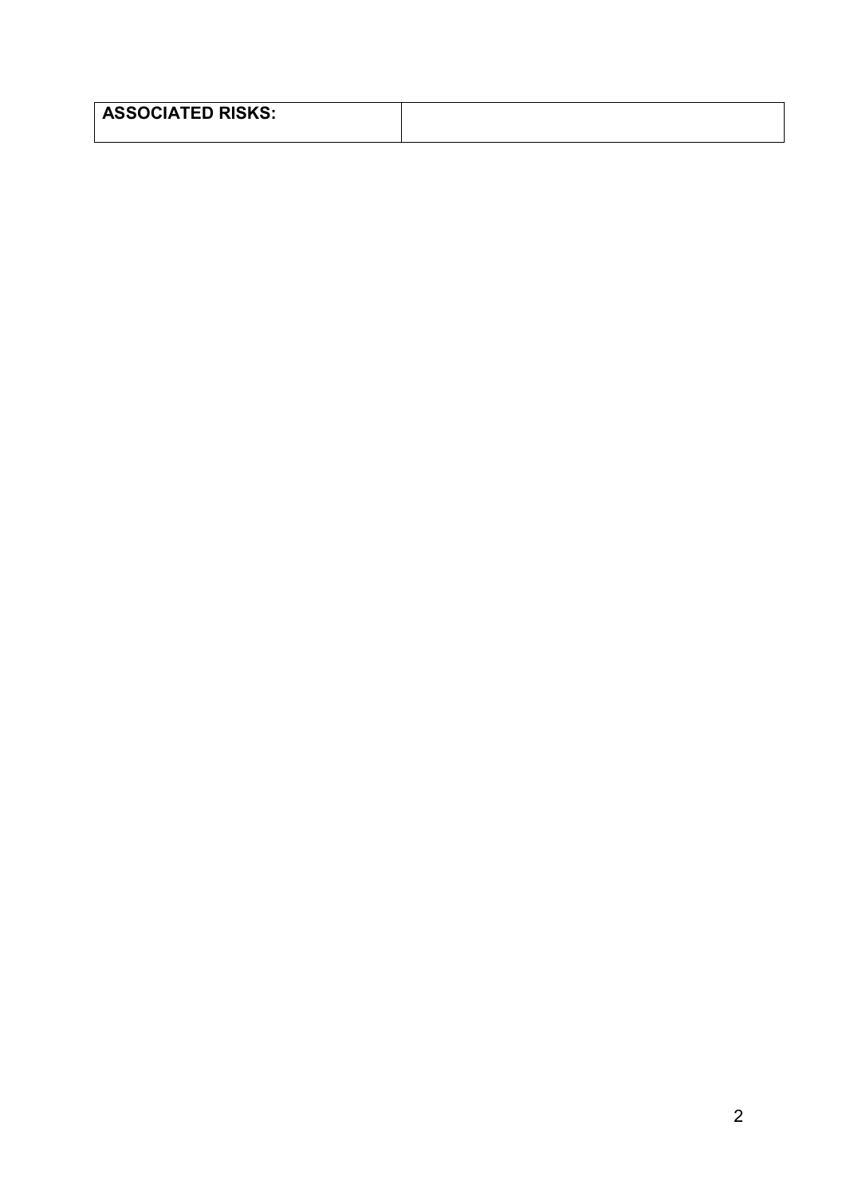| **ASSOCIATED RISKS:** | |
| --- | --- |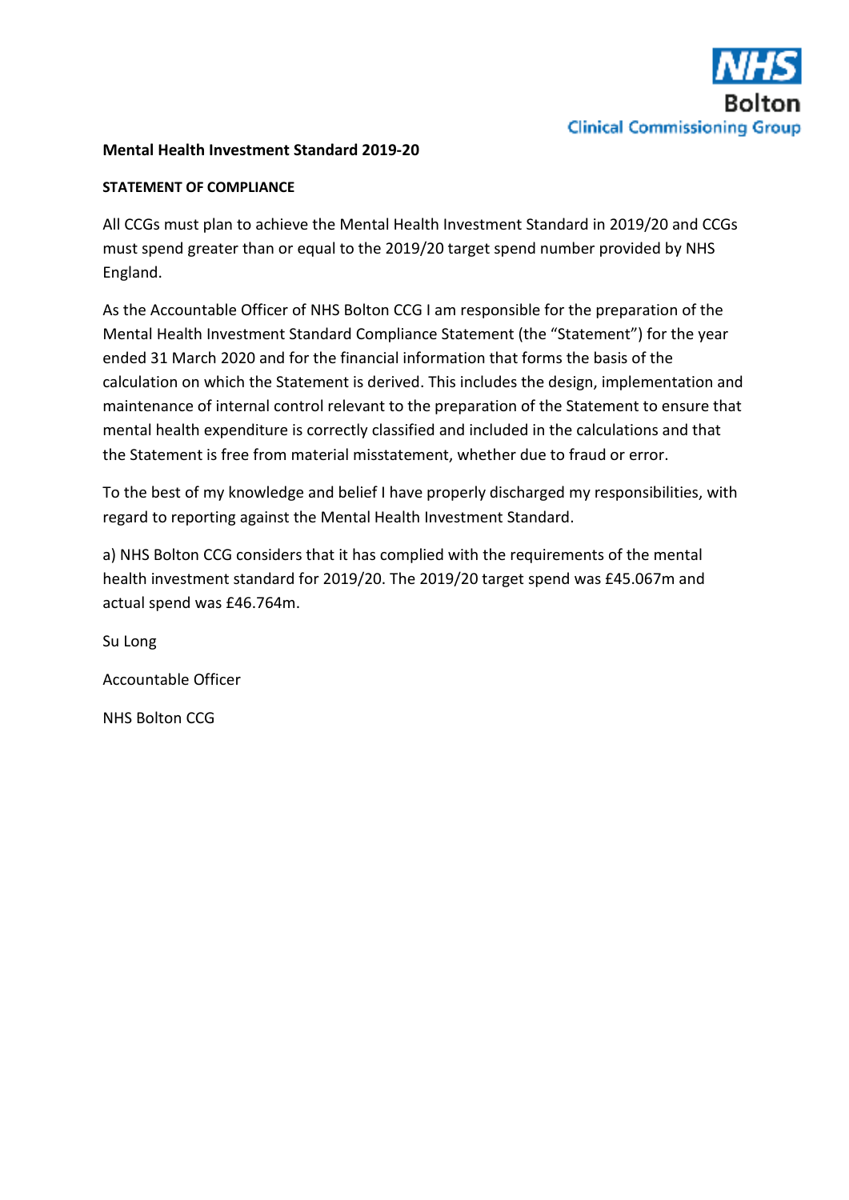NHS Bolton Clinical Commissioning Group

**Mental Health Investment Standard 2019-20**

**STATEMENT OF COMPLIANCE**

All CCGs must plan to achieve the Mental Health Investment Standard in 2019/20 and CCGs must spend greater than or equal to the 2019/20 target spend number provided by NHS England.

As the Accountable Officer of NHS Bolton CCG I am responsible for the preparation of the Mental Health Investment Standard Compliance Statement (the "Statement") for the year ended 31 March 2020 and for the financial information that forms the basis of the calculation on which the Statement is derived. This includes the design, implementation and maintenance of internal control relevant to the preparation of the Statement to ensure that mental health expenditure is correctly classified and included in the calculations and that the Statement is free from material misstatement, whether due to fraud or error.

To the best of my knowledge and belief I have properly discharged my responsibilities, with regard to reporting against the Mental Health Investment Standard.

a) NHS Bolton CCG considers that it has complied with the requirements of the mental health investment standard for 2019/20. The 2019/20 target spend was £45.067m and actual spend was £46.764m.

Su Long

Accountable Officer

NHS Bolton CCG